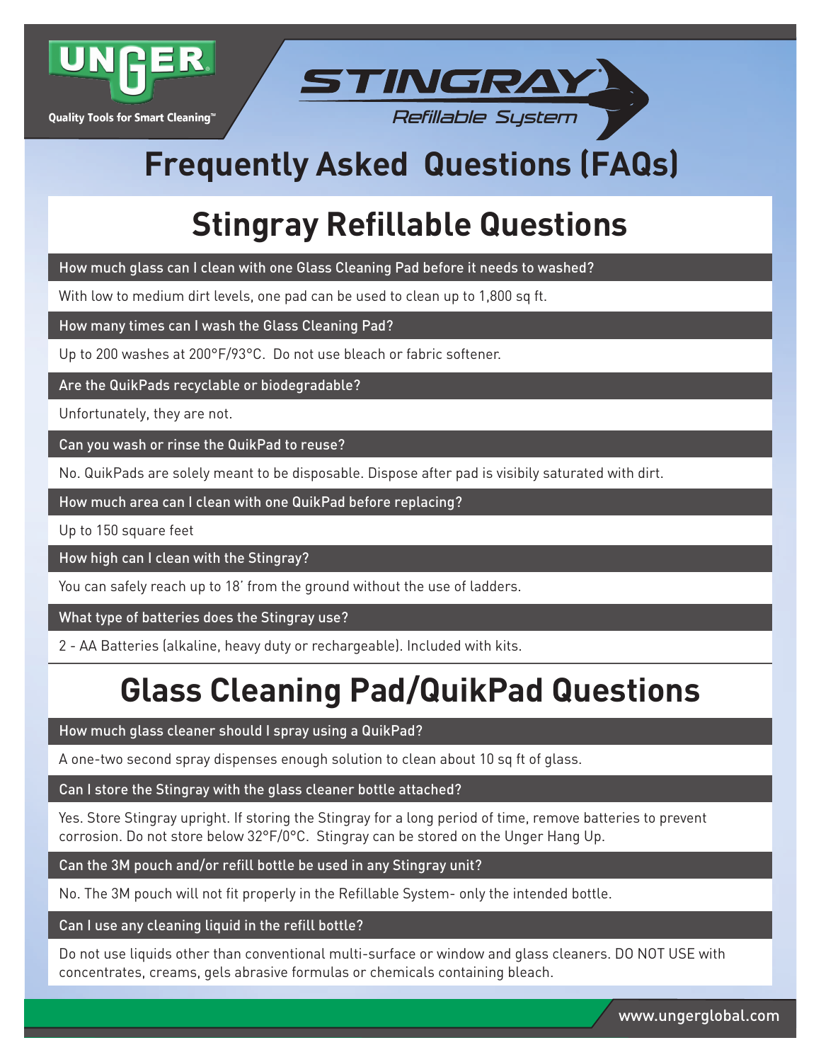UNGER

Quality Tools for Smart Cleaning™

STINGRAY®

Refillable System

# Frequently Asked Questions (FAQs)

## Stingray Refillable Questions

**How much glass can I clean with one Glass Cleaning Pad before it needs to washed?**

With low to medium dirt levels, one pad can be used to clean up to 1,800 sq ft.

**How many times can I wash the Glass Cleaning Pad?**

Up to 200 washes at 200°F/93°C. Do not use bleach or fabric softener.

**Are the QuikPads recyclable or biodegradable?**

Unfortunately, they are not.

**Can you wash or rinse the QuikPad to reuse?**

No. QuikPads are solely meant to be disposable. Dispose after pad is visibily saturated with dirt.

**How much area can I clean with one QuikPad before replacing?**

Up to 150 square feet

**How high can I clean with the Stingray?**

You can safely reach up to 18' from the ground without the use of ladders.

**What type of batteries does the Stingray use?**

2 - AA Batteries (alkaline, heavy duty or rechargeable). Included with kits.

## Glass Cleaning Pad/QuikPad Questions

**How much glass cleaner should I spray using a QuikPad?**

A one-two second spray dispenses enough solution to clean about 10 sq ft of glass.

**Can I store the Stingray with the glass cleaner bottle attached?**

Yes. Store Stingray upright. If storing the Stingray for a long period of time, remove batteries to prevent corrosion. Do not store below 32°F/0°C. Stingray can be stored on the Unger Hang Up.

**Can the 3M pouch and/or refill bottle be used in any Stingray unit?**

No. The 3M pouch will not fit properly in the Refillable System- only the intended bottle.

**Can I use any cleaning liquid in the refill bottle?**

Do not use liquids other than conventional multi-surface or window and glass cleaners. DO NOT USE with concentrates, creams, gels abrasive formulas or chemicals containing bleach.

www.ungerglobal.com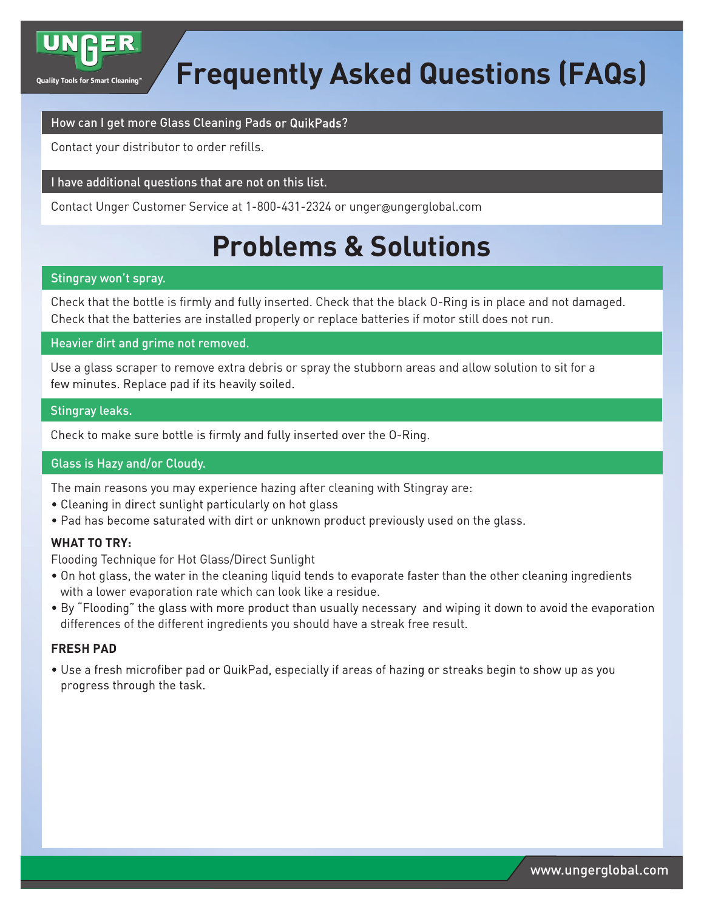# Frequently Asked Questions (FAQs)

### How can I get more Glass Cleaning Pads or QuikPads?

Contact your distributor to order refills.

### I have additional questions that are not on this list.

Contact Unger Customer Service at 1-800-431-2324 or unger@ungerglobal.com

# Problems & Solutions

### Stingray won't spray.

Check that the bottle is firmly and fully inserted. Check that the black O-Ring is in place and not damaged. Check that the batteries are installed properly or replace batteries if motor still does not run.

### Heavier dirt and grime not removed.

Use a glass scraper to remove extra debris or spray the stubborn areas and allow solution to sit for a few minutes. Replace pad if its heavily soiled.

### Stingray leaks.

Check to make sure bottle is firmly and fully inserted over the O-Ring.

### Glass is Hazy and/or Cloudy.

The main reasons you may experience hazing after cleaning with Stingray are:

- Cleaning in direct sunlight particularly on hot glass
- Pad has become saturated with dirt or unknown product previously used on the glass.

**WHAT TO TRY:**

Flooding Technique for Hot Glass/Direct Sunlight

- On hot glass, the water in the cleaning liquid tends to evaporate faster than the other cleaning ingredients with a lower evaporation rate which can look like a residue.
- By "Flooding" the glass with more product than usually necessary and wiping it down to avoid the evaporation differences of the different ingredients you should have a streak free result.

**FRESH PAD**

- Use a fresh microfiber pad or QuikPad, especially if areas of hazing or streaks begin to show up as you progress through the task.